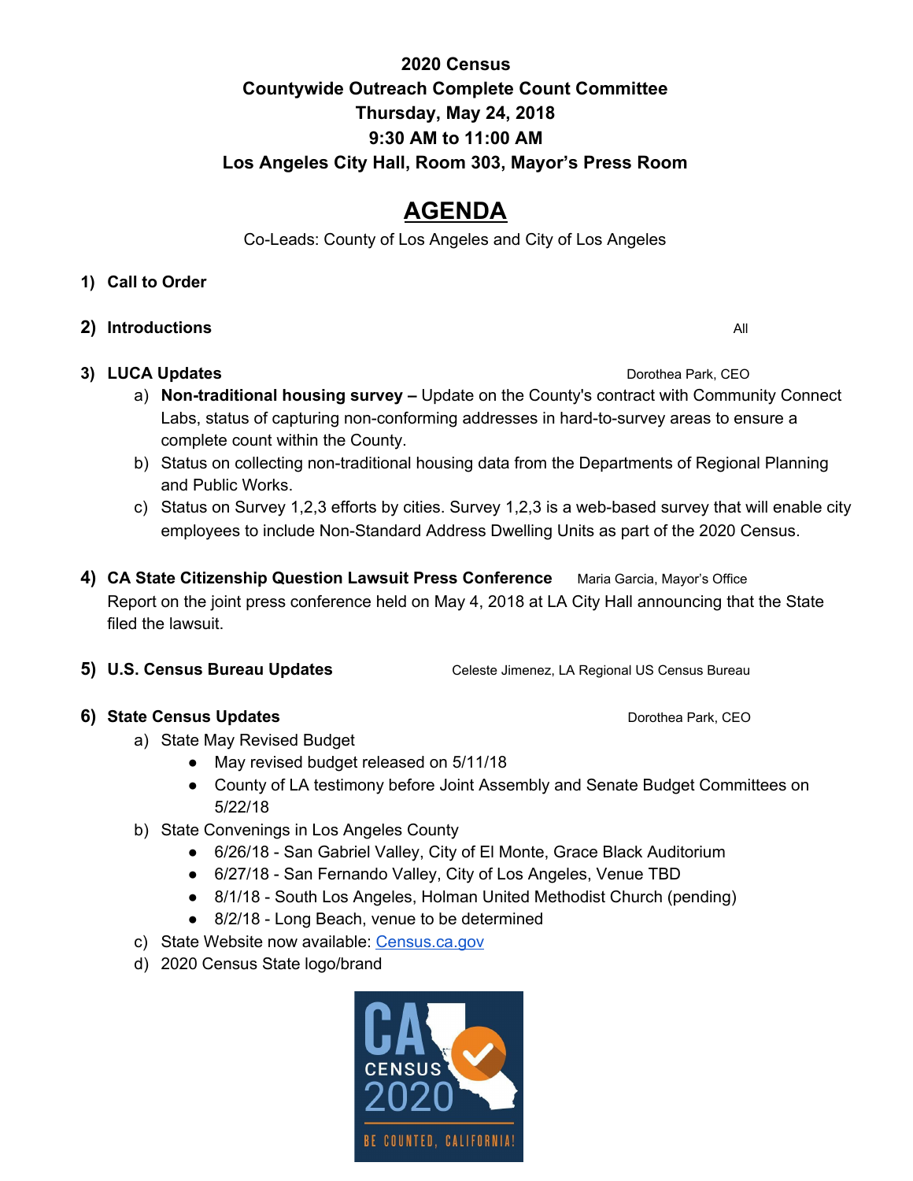**2020 Census**
**Countywide Outreach Complete Count Committee**
**Thursday, May 24, 2018**
**9:30 AM to 11:00 AM**
**Los Angeles City Hall, Room 303, Mayor's Press Room**

# AGENDA

Co-Leads: County of Los Angeles and City of Los Angeles

1) **Call to Order**

2) **Introductions** — All

3) **LUCA Updates** — Dorothea Park, CEO
   a) **Non-traditional housing survey –** Update on the County's contract with Community Connect Labs, status of capturing non-conforming addresses in hard-to-survey areas to ensure a complete count within the County.
   b) Status on collecting non-traditional housing data from the Departments of Regional Planning and Public Works.
   c) Status on Survey 1,2,3 efforts by cities. Survey 1,2,3 is a web-based survey that will enable city employees to include Non-Standard Address Dwelling Units as part of the 2020 Census.

4) **CA State Citizenship Question Lawsuit Press Conference** — Maria Garcia, Mayor's Office
   Report on the joint press conference held on May 4, 2018 at LA City Hall announcing that the State filed the lawsuit.

5) **U.S. Census Bureau Updates** — Celeste Jimenez, LA Regional US Census Bureau

6) **State Census Updates** — Dorothea Park, CEO
   a) State May Revised Budget
      - May revised budget released on 5/11/18
      - County of LA testimony before Joint Assembly and Senate Budget Committees on 5/22/18
   b) State Convenings in Los Angeles County
      - 6/26/18 - San Gabriel Valley, City of El Monte, Grace Black Auditorium
      - 6/27/18 - San Fernando Valley, City of Los Angeles, Venue TBD
      - 8/1/18 - South Los Angeles, Holman United Methodist Church (pending)
      - 8/2/18 - Long Beach, venue to be determined
   c) State Website now available: Census.ca.gov
   d) 2020 Census State logo/brand

CA CENSUS 2020 BE COUNTED, CALIFORNIA!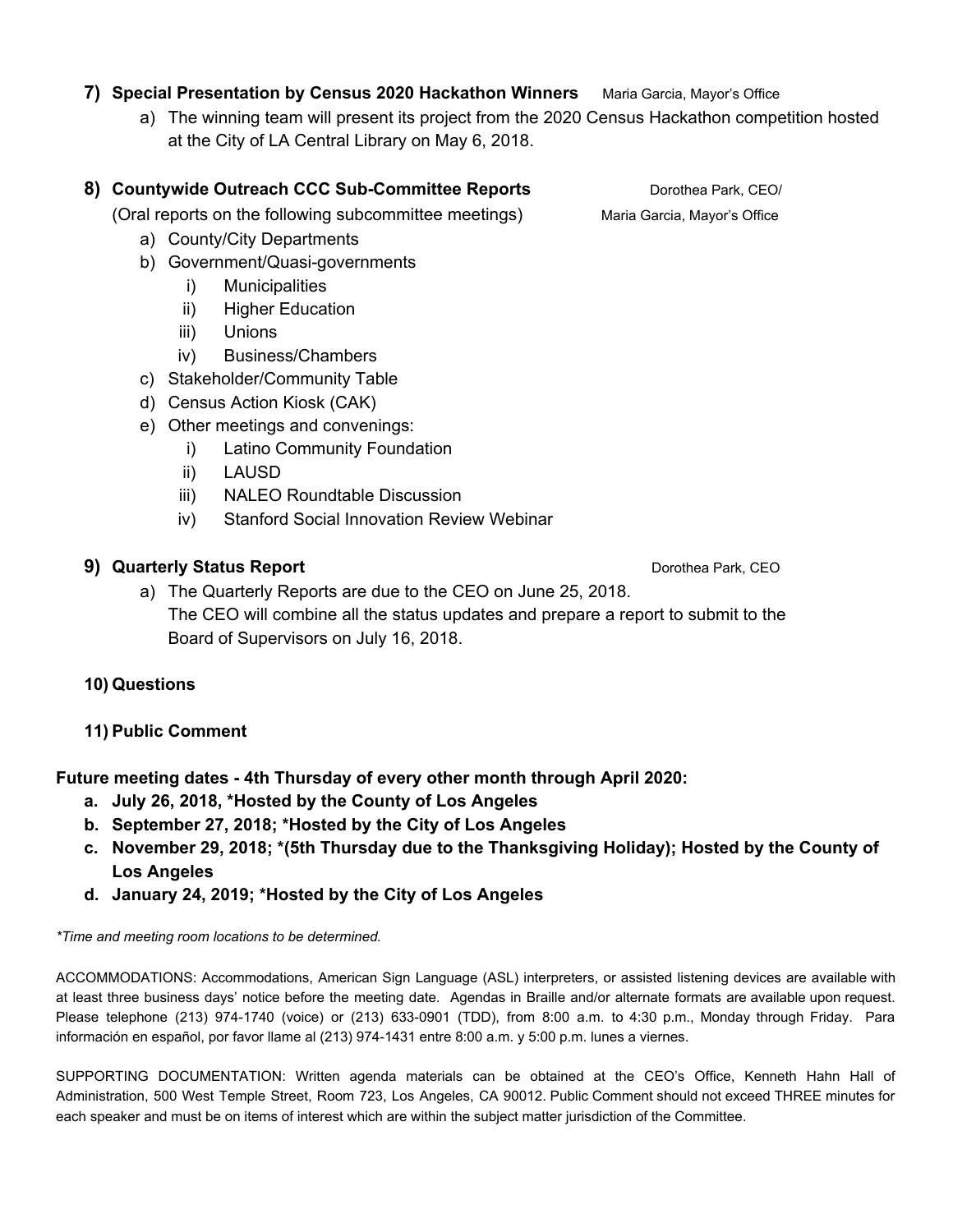**7) Special Presentation by Census 2020 Hackathon Winners** Maria Garcia, Mayor's Office

a) The winning team will present its project from the 2020 Census Hackathon competition hosted at the City of LA Central Library on May 6, 2018.

**8) Countywide Outreach CCC Sub-Committee Reports** Dorothea Park, CEO/ Maria Garcia, Mayor's Office

(Oral reports on the following subcommittee meetings)

a) County/City Departments
b) Government/Quasi-governments
   i) Municipalities
   ii) Higher Education
   iii) Unions
   iv) Business/Chambers
c) Stakeholder/Community Table
d) Census Action Kiosk (CAK)
e) Other meetings and convenings:
   i) Latino Community Foundation
   ii) LAUSD
   iii) NALEO Roundtable Discussion
   iv) Stanford Social Innovation Review Webinar

**9) Quarterly Status Report** Dorothea Park, CEO

a) The Quarterly Reports are due to the CEO on June 25, 2018. The CEO will combine all the status updates and prepare a report to submit to the Board of Supervisors on July 16, 2018.

**10) Questions**

**11) Public Comment**

**Future meeting dates - 4th Thursday of every other month through April 2020:**

**a. July 26, 2018, *Hosted by the County of Los Angeles**
**b. September 27, 2018; *Hosted by the City of Los Angeles**
**c. November 29, 2018; *(5th Thursday due to the Thanksgiving Holiday); Hosted by the County of Los Angeles**
**d. January 24, 2019; *Hosted by the City of Los Angeles**

*\*Time and meeting room locations to be determined.*

ACCOMMODATIONS: Accommodations, American Sign Language (ASL) interpreters, or assisted listening devices are available with at least three business days' notice before the meeting date. Agendas in Braille and/or alternate formats are available upon request. Please telephone (213) 974-1740 (voice) or (213) 633-0901 (TDD), from 8:00 a.m. to 4:30 p.m., Monday through Friday. Para información en español, por favor llame al (213) 974-1431 entre 8:00 a.m. y 5:00 p.m. lunes a viernes.

SUPPORTING DOCUMENTATION: Written agenda materials can be obtained at the CEO's Office, Kenneth Hahn Hall of Administration, 500 West Temple Street, Room 723, Los Angeles, CA 90012. Public Comment should not exceed THREE minutes for each speaker and must be on items of interest which are within the subject matter jurisdiction of the Committee.